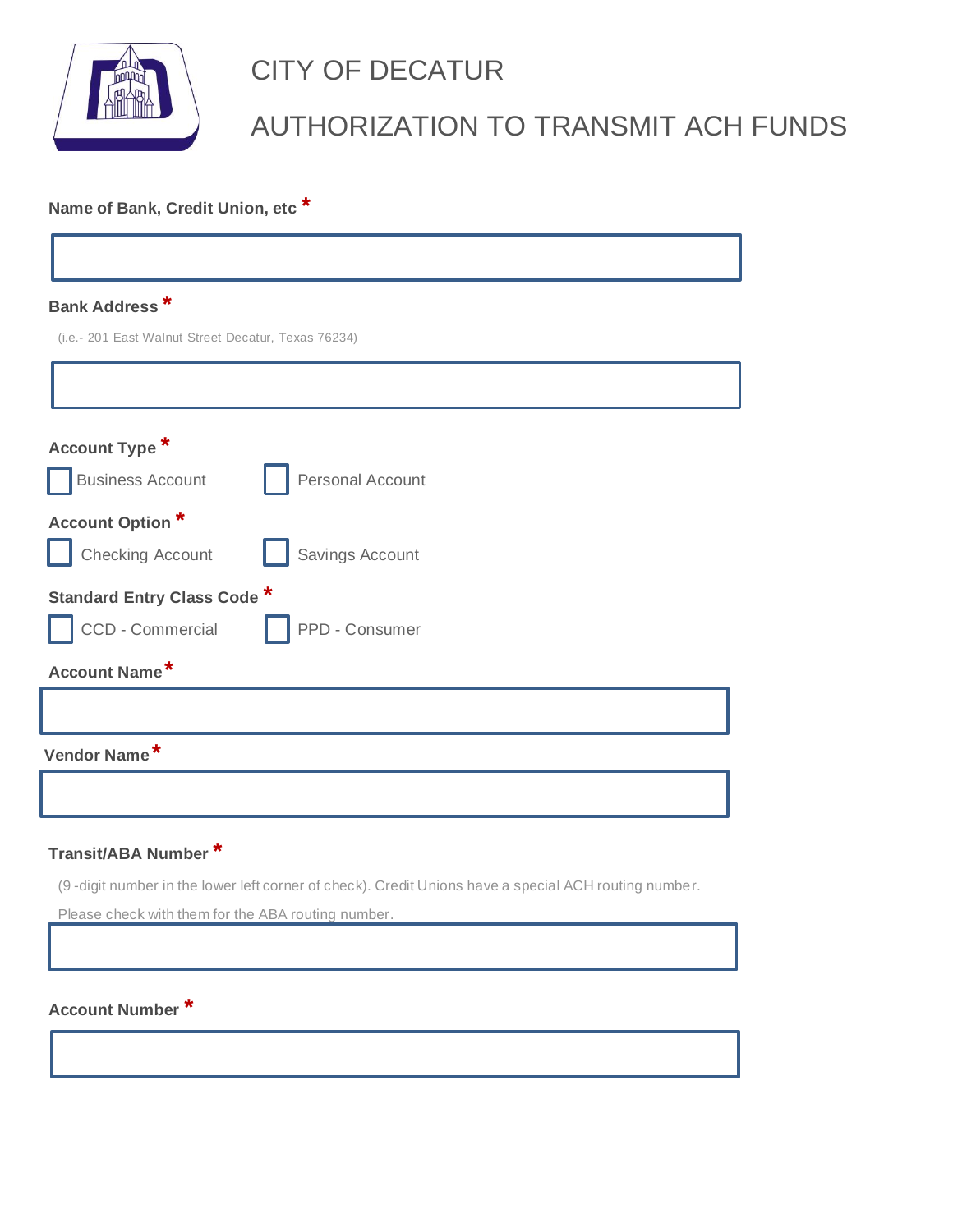# CITY OF DECATUR

# AUTHORIZATION TO TRANSMIT ACH FUNDS

**Name of Bank, Credit Union, etc** *

_______________________________________________

**Bank Address** *

(i.e.- 201 East Walnut Street Decatur, Texas 76234)

_______________________________________________

**Account Type** *

☐ Business Account ☐ Personal Account

**Account Option** *

☐ Checking Account ☐ Savings Account

**Standard Entry Class Code** *

☐ CCD - Commercial ☐ PPD - Consumer

**Account Name** *

_______________________________________________

**Vendor Name** *

_______________________________________________

**Transit/ABA Number** *

(9 -digit number in the lower left corner of check). Credit Unions have a special ACH routing number. Please check with them for the ABA routing number.

_______________________________________________

**Account Number** *

_______________________________________________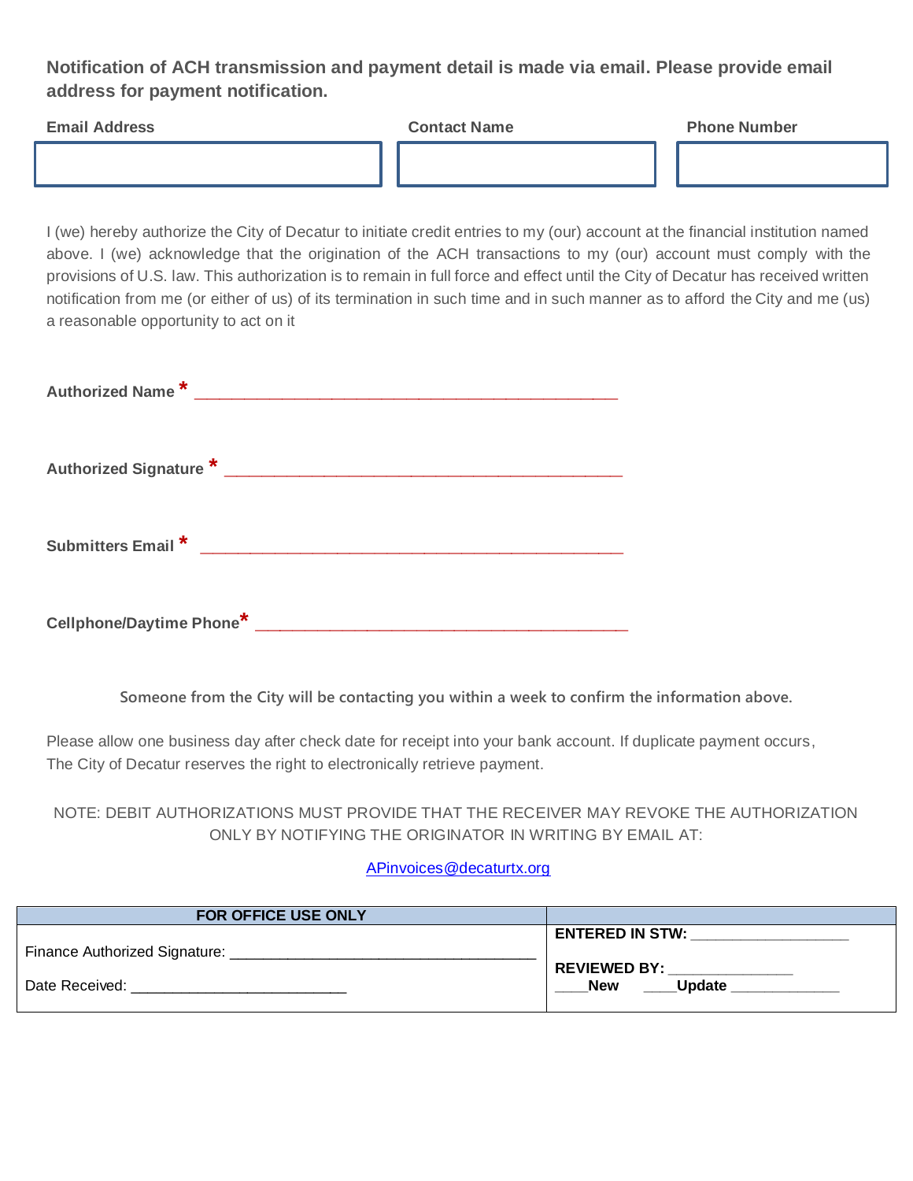**Notification of ACH transmission and payment detail is made via email. Please provide email address for payment notification.**

| **Email Address** | **Contact Name** | **Phone Number** |
| --- | --- | --- |
| | | |

I (we) hereby authorize the City of Decatur to initiate credit entries to my (our) account at the financial institution named above. I (we) acknowledge that the origination of the ACH transactions to my (our) account must comply with the provisions of U.S. law. This authorization is to remain in full force and effect until the City of Decatur has received written notification from me (or either of us) of its termination in such time and in such manner as to afford the City and me (us) a reasonable opportunity to act on it

**Authorized Name** * ______________________________________________

**Authorized Signature** * ______________________________________________

**Submitters Email** * ______________________________________________

**Cellphone/Daytime Phone*** ______________________________________________

Someone from the City will be contacting you within a week to confirm the information above.

Please allow one business day after check date for receipt into your bank account. If duplicate payment occurs, The City of Decatur reserves the right to electronically retrieve payment.

NOTE: DEBIT AUTHORIZATIONS MUST PROVIDE THAT THE RECEIVER MAY REVOKE THE AUTHORIZATION ONLY BY NOTIFYING THE ORIGINATOR IN WRITING BY EMAIL AT:

APinvoices@decaturtx.org

| **FOR OFFICE USE ONLY** | |
| --- | --- |
| Finance Authorized Signature: ___________________________________<br><br>Date Received: __________________________ | **ENTERED IN STW:** ___________________<br><br>**REVIEWED BY:** _______________<br>____**New** ____**Update** _____________ |